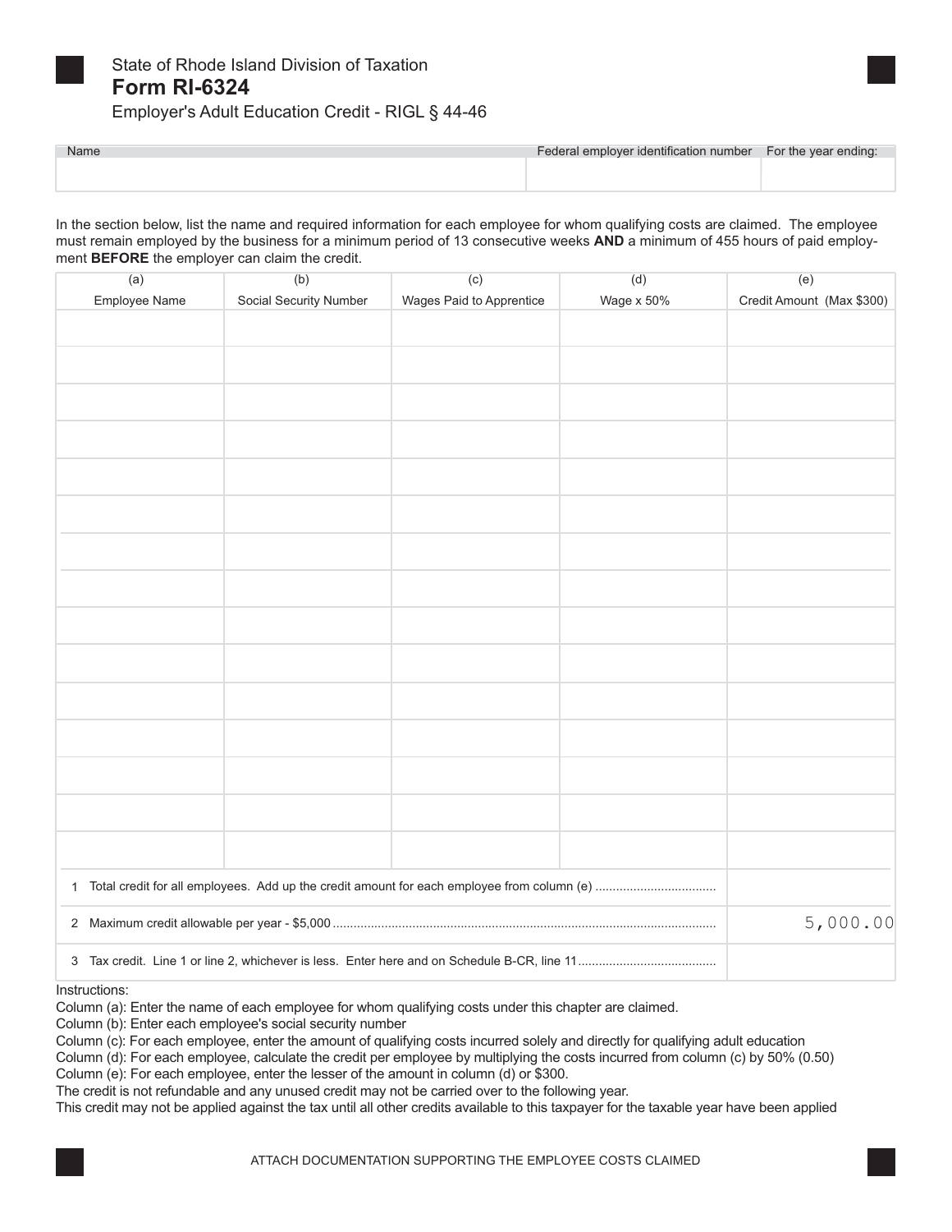State of Rhode Island Division of Taxation

# Form RI-6324

Employer's Adult Education Credit - RIGL § 44-46

| Name | Federal employer identification number | For the year ending: |
|---|---|---|
| | | |

In the section below, list the name and required information for each employee for whom qualifying costs are claimed. The employee must remain employed by the business for a minimum period of 13 consecutive weeks **AND** a minimum of 455 hours of paid employment **BEFORE** the employer can claim the credit.

| (a) | (b) | (c) | (d) | (e) |
|---|---|---|---|---|
| Employee Name | Social Security Number | Wages Paid to Apprentice | Wage x 50% | Credit Amount (Max $300) |
| | | | | |
| | | | | |
| | | | | |
| | | | | |
| | | | | |
| | | | | |
| | | | | |
| | | | | |
| | | | | |
| | | | | |
| | | | | |
| | | | | |
| | | | | |
| | | | | |
| | | | | |

| | |
|---|---|
| 1 Total credit for all employees. Add up the credit amount for each employee from column (e) .................................. | |
| 2 Maximum credit allowable per year - $5,000 .............................................................................................................. | 5,000.00 |
| 3 Tax credit. Line 1 or line 2, whichever is less. Enter here and on Schedule B-CR, line 11 ....................................... | |

Instructions:

Column (a): Enter the name of each employee for whom qualifying costs under this chapter are claimed.

Column (b): Enter each employee's social security number

Column (c): For each employee, enter the amount of qualifying costs incurred solely and directly for qualifying adult education

Column (d): For each employee, calculate the credit per employee by multiplying the costs incurred from column (c) by 50% (0.50)

Column (e): For each employee, enter the lesser of the amount in column (d) or $300.

The credit is not refundable and any unused credit may not be carried over to the following year.

This credit may not be applied against the tax until all other credits available to this taxpayer for the taxable year have been applied

ATTACH DOCUMENTATION SUPPORTING THE EMPLOYEE COSTS CLAIMED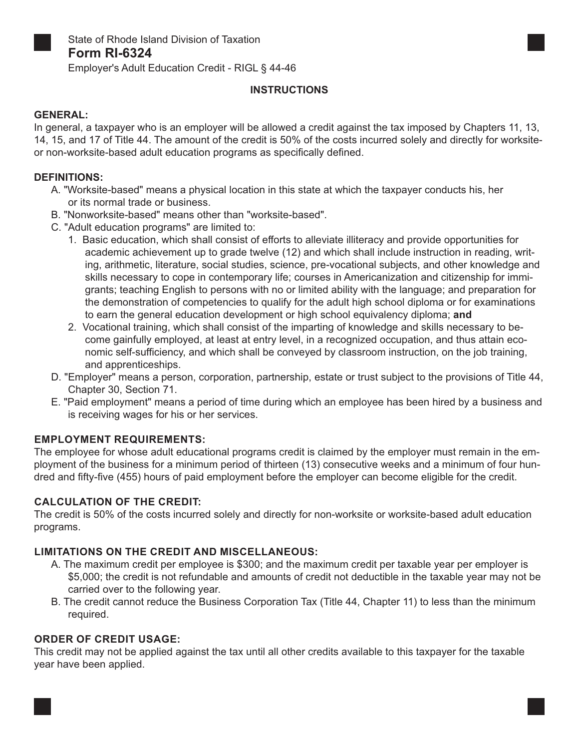State of Rhode Island Division of Taxation

# Form RI-6324

Employer's Adult Education Credit - RIGL § 44-46

## INSTRUCTIONS

### GENERAL:

In general, a taxpayer who is an employer will be allowed a credit against the tax imposed by Chapters 11, 13, 14, 15, and 17 of Title 44. The amount of the credit is 50% of the costs incurred solely and directly for worksite- or non-worksite-based adult education programs as specifically defined.

### DEFINITIONS:

A. "Worksite-based" means a physical location in this state at which the taxpayer conducts his, her or its normal trade or business.

B. "Nonworksite-based" means other than "worksite-based".

C. "Adult education programs" are limited to:

1. Basic education, which shall consist of efforts to alleviate illiteracy and provide opportunities for academic achievement up to grade twelve (12) and which shall include instruction in reading, writing, arithmetic, literature, social studies, science, pre-vocational subjects, and other knowledge and skills necessary to cope in contemporary life; courses in Americanization and citizenship for immigrants; teaching English to persons with no or limited ability with the language; and preparation for the demonstration of competencies to qualify for the adult high school diploma or for examinations to earn the general education development or high school equivalency diploma; **and**
2. Vocational training, which shall consist of the imparting of knowledge and skills necessary to become gainfully employed, at least at entry level, in a recognized occupation, and thus attain economic self-sufficiency, and which shall be conveyed by classroom instruction, on the job training, and apprenticeships.

D. "Employer" means a person, corporation, partnership, estate or trust subject to the provisions of Title 44, Chapter 30, Section 71.

E. "Paid employment" means a period of time during which an employee has been hired by a business and is receiving wages for his or her services.

### EMPLOYMENT REQUIREMENTS:

The employee for whose adult educational programs credit is claimed by the employer must remain in the employment of the business for a minimum period of thirteen (13) consecutive weeks and a minimum of four hundred and fifty-five (455) hours of paid employment before the employer can become eligible for the credit.

### CALCULATION OF THE CREDIT:

The credit is 50% of the costs incurred solely and directly for non-worksite or worksite-based adult education programs.

### LIMITATIONS ON THE CREDIT AND MISCELLANEOUS:

A. The maximum credit per employee is $300; and the maximum credit per taxable year per employer is $5,000; the credit is not refundable and amounts of credit not deductible in the taxable year may not be carried over to the following year.

B. The credit cannot reduce the Business Corporation Tax (Title 44, Chapter 11) to less than the minimum required.

### ORDER OF CREDIT USAGE:

This credit may not be applied against the tax until all other credits available to this taxpayer for the taxable year have been applied.